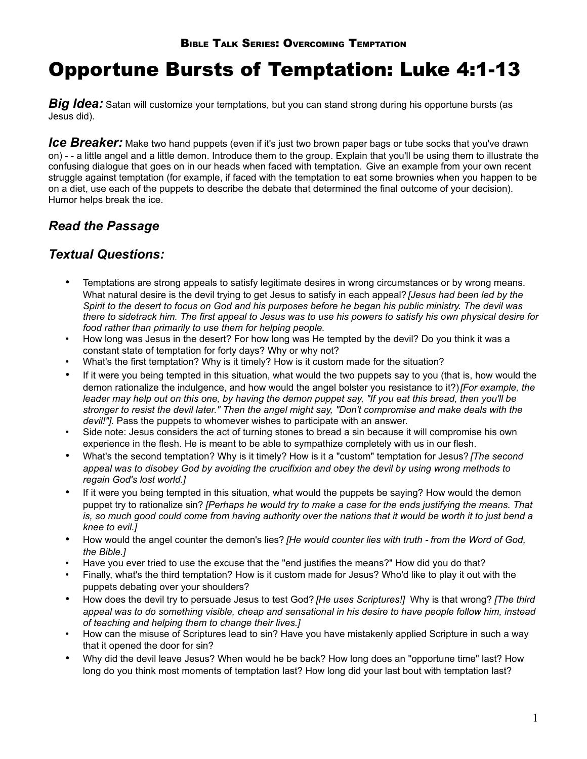Bible Talk Series: Overcoming Temptation

# Opportune Bursts of Temptation: Luke 4:1-13

***Big Idea:*** Satan will customize your temptations, but you can stand strong during his opportune bursts (as Jesus did).

***Ice Breaker:*** Make two hand puppets (even if it's just two brown paper bags or tube socks that you've drawn on) - - a little angel and a little demon. Introduce them to the group. Explain that you'll be using them to illustrate the confusing dialogue that goes on in our heads when faced with temptation. Give an example from your own recent struggle against temptation (for example, if faced with the temptation to eat some brownies when you happen to be on a diet, use each of the puppets to describe the debate that determined the final outcome of your decision). Humor helps break the ice.

## *Read the Passage*

## *Textual Questions:*

- Temptations are strong appeals to satisfy legitimate desires in wrong circumstances or by wrong means. What natural desire is the devil trying to get Jesus to satisfy in each appeal? *[Jesus had been led by the Spirit to the desert to focus on God and his purposes before he began his public ministry. The devil was there to sidetrack him. The first appeal to Jesus was to use his powers to satisfy his own physical desire for food rather than primarily to use them for helping people.*
- How long was Jesus in the desert? For how long was He tempted by the devil? Do you think it was a constant state of temptation for forty days? Why or why not?
- What's the first temptation? Why is it timely? How is it custom made for the situation?
- If it were you being tempted in this situation, what would the two puppets say to you (that is, how would the demon rationalize the indulgence, and how would the angel bolster you resistance to it?) *[For example, the leader may help out on this one, by having the demon puppet say, "If you eat this bread, then you'll be stronger to resist the devil later." Then the angel might say, "Don't compromise and make deals with the devil!"].* Pass the puppets to whomever wishes to participate with an answer.
- Side note: Jesus considers the act of turning stones to bread a sin because it will compromise his own experience in the flesh. He is meant to be able to sympathize completely with us in our flesh.
- What's the second temptation? Why is it timely? How is it a "custom" temptation for Jesus? *[The second appeal was to disobey God by avoiding the crucifixion and obey the devil by using wrong methods to regain God's lost world.]*
- If it were you being tempted in this situation, what would the puppets be saying? How would the demon puppet try to rationalize sin? *[Perhaps he would try to make a case for the ends justifying the means. That is, so much good could come from having authority over the nations that it would be worth it to just bend a knee to evil.]*
- How would the angel counter the demon's lies? *[He would counter lies with truth - from the Word of God, the Bible.]*
- Have you ever tried to use the excuse that the "end justifies the means?" How did you do that?
- Finally, what's the third temptation? How is it custom made for Jesus? Who'd like to play it out with the puppets debating over your shoulders?
- How does the devil try to persuade Jesus to test God? *[He uses Scriptures!]* Why is that wrong? *[The third appeal was to do something visible, cheap and sensational in his desire to have people follow him, instead of teaching and helping them to change their lives.]*
- How can the misuse of Scriptures lead to sin? Have you have mistakenly applied Scripture in such a way that it opened the door for sin?
- Why did the devil leave Jesus? When would he be back? How long does an "opportune time" last? How long do you think most moments of temptation last? How long did your last bout with temptation last?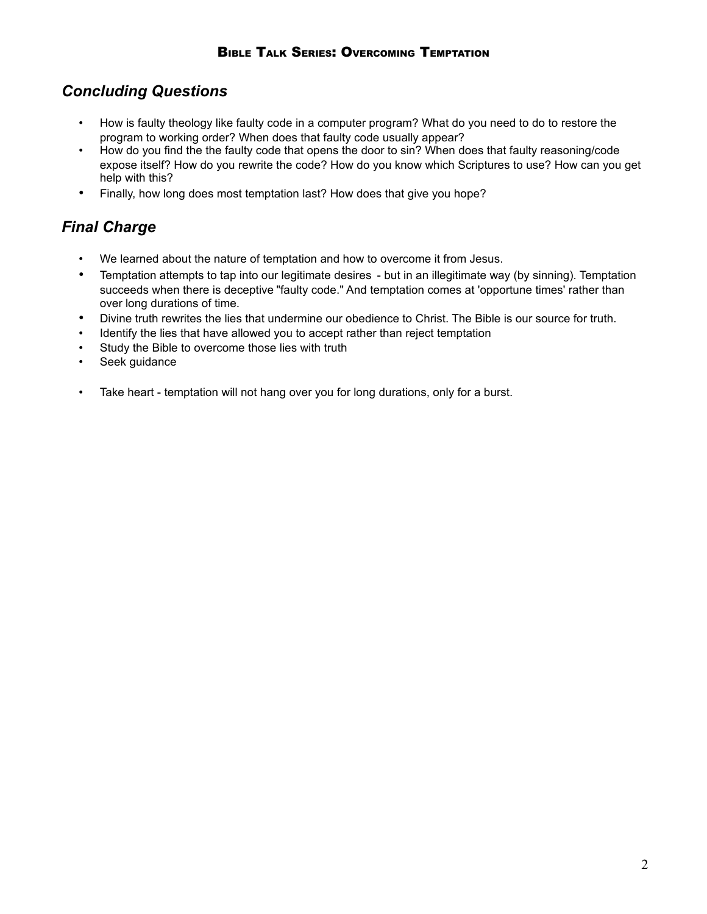## *Concluding Questions*

- How is faulty theology like faulty code in a computer program? What do you need to do to restore the program to working order? When does that faulty code usually appear?
- How do you find the the faulty code that opens the door to sin? When does that faulty reasoning/code expose itself? How do you rewrite the code? How do you know which Scriptures to use? How can you get help with this?
- Finally, how long does most temptation last? How does that give you hope?

## *Final Charge*

- We learned about the nature of temptation and how to overcome it from Jesus.
- Temptation attempts to tap into our legitimate desires - but in an illegitimate way (by sinning). Temptation succeeds when there is deceptive "faulty code." And temptation comes at 'opportune times' rather than over long durations of time.
- Divine truth rewrites the lies that undermine our obedience to Christ. The Bible is our source for truth.
- Identify the lies that have allowed you to accept rather than reject temptation
- Study the Bible to overcome those lies with truth
- Seek guidance

- Take heart - temptation will not hang over you for long durations, only for a burst.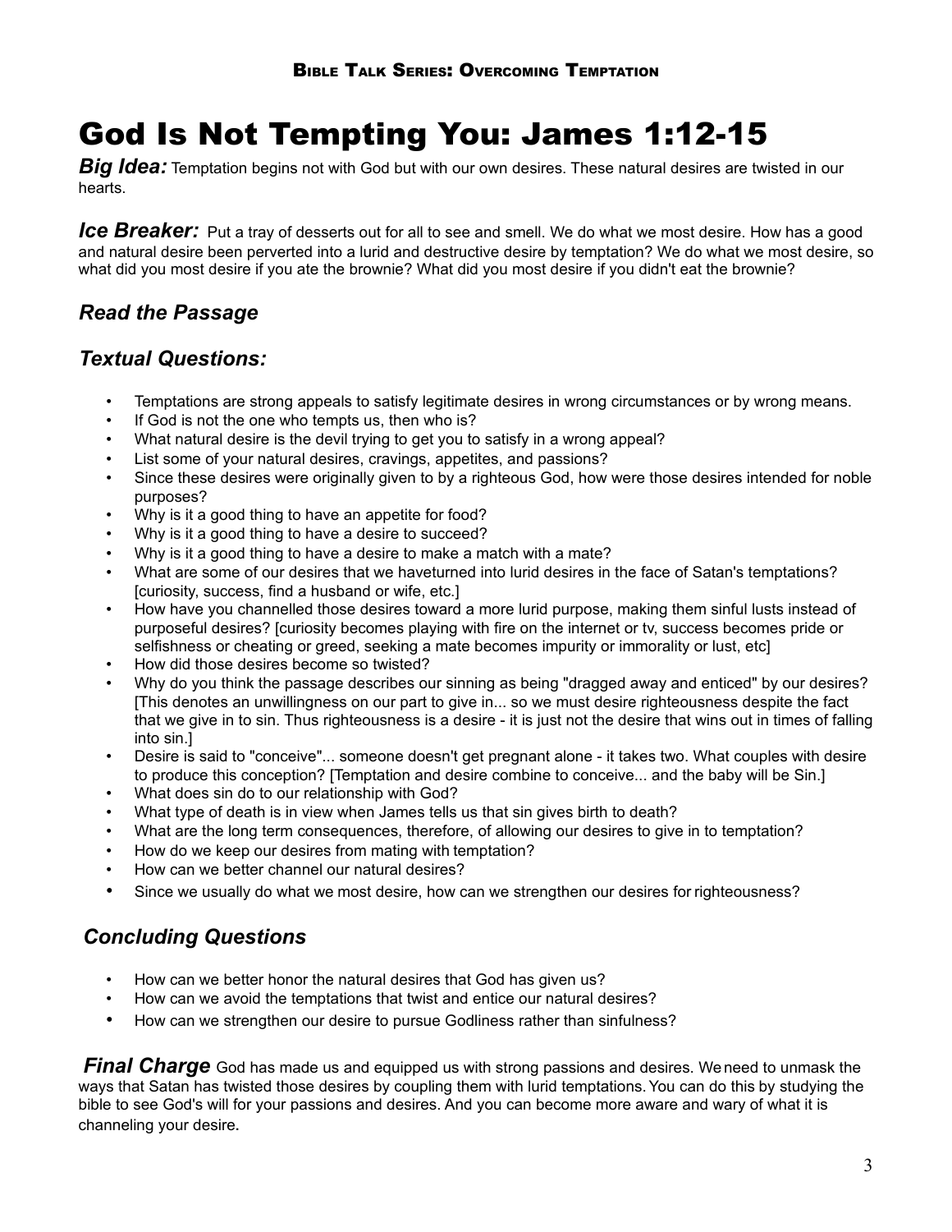# God Is Not Tempting You: James 1:12-15

***Big Idea:*** Temptation begins not with God but with our own desires. These natural desires are twisted in our hearts.

***Ice Breaker:*** Put a tray of desserts out for all to see and smell. We do what we most desire. How has a good and natural desire been perverted into a lurid and destructive desire by temptation? We do what we most desire, so what did you most desire if you ate the brownie? What did you most desire if you didn't eat the brownie?

### *Read the Passage*

### *Textual Questions:*

- Temptations are strong appeals to satisfy legitimate desires in wrong circumstances or by wrong means.
- If God is not the one who tempts us, then who is?
- What natural desire is the devil trying to get you to satisfy in a wrong appeal?
- List some of your natural desires, cravings, appetites, and passions?
- Since these desires were originally given to by a righteous God, how were those desires intended for noble purposes?
- Why is it a good thing to have an appetite for food?
- Why is it a good thing to have a desire to succeed?
- Why is it a good thing to have a desire to make a match with a mate?
- What are some of our desires that we haveturned into lurid desires in the face of Satan's temptations? [curiosity, success, find a husband or wife, etc.]
- How have you channelled those desires toward a more lurid purpose, making them sinful lusts instead of purposeful desires? [curiosity becomes playing with fire on the internet or tv, success becomes pride or selfishness or cheating or greed, seeking a mate becomes impurity or immorality or lust, etc]
- How did those desires become so twisted?
- Why do you think the passage describes our sinning as being "dragged away and enticed" by our desires? [This denotes an unwillingness on our part to give in... so we must desire righteousness despite the fact that we give in to sin. Thus righteousness is a desire - it is just not the desire that wins out in times of falling into sin.]
- Desire is said to "conceive"... someone doesn't get pregnant alone - it takes two. What couples with desire to produce this conception? [Temptation and desire combine to conceive... and the baby will be Sin.]
- What does sin do to our relationship with God?
- What type of death is in view when James tells us that sin gives birth to death?
- What are the long term consequences, therefore, of allowing our desires to give in to temptation?
- How do we keep our desires from mating with temptation?
- How can we better channel our natural desires?
- Since we usually do what we most desire, how can we strengthen our desires for righteousness?

### *Concluding Questions*

- How can we better honor the natural desires that God has given us?
- How can we avoid the temptations that twist and entice our natural desires?
- How can we strengthen our desire to pursue Godliness rather than sinfulness?

***Final Charge*** God has made us and equipped us with strong passions and desires. We need to unmask the ways that Satan has twisted those desires by coupling them with lurid temptations. You can do this by studying the bible to see God's will for your passions and desires. And you can become more aware and wary of what it is channeling your desire.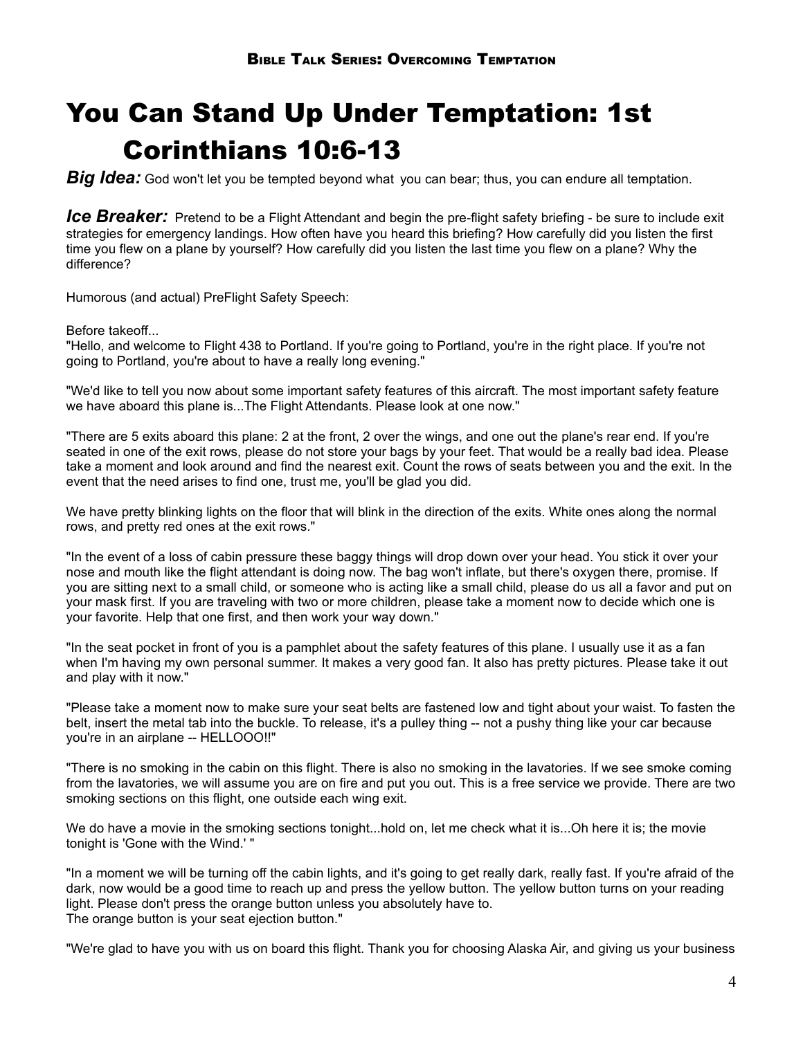# You Can Stand Up Under Temptation: 1st Corinthians 10:6-13

***Big Idea:*** God won't let you be tempted beyond what you can bear; thus, you can endure all temptation.

***Ice Breaker:*** Pretend to be a Flight Attendant and begin the pre-flight safety briefing - be sure to include exit strategies for emergency landings. How often have you heard this briefing? How carefully did you listen the first time you flew on a plane by yourself? How carefully did you listen the last time you flew on a plane? Why the difference?

Humorous (and actual) PreFlight Safety Speech:

Before takeoff...
"Hello, and welcome to Flight 438 to Portland. If you're going to Portland, you're in the right place. If you're not going to Portland, you're about to have a really long evening."

"We'd like to tell you now about some important safety features of this aircraft. The most important safety feature we have aboard this plane is...The Flight Attendants. Please look at one now."

"There are 5 exits aboard this plane: 2 at the front, 2 over the wings, and one out the plane's rear end. If you're seated in one of the exit rows, please do not store your bags by your feet. That would be a really bad idea. Please take a moment and look around and find the nearest exit. Count the rows of seats between you and the exit. In the event that the need arises to find one, trust me, you'll be glad you did.

We have pretty blinking lights on the floor that will blink in the direction of the exits. White ones along the normal rows, and pretty red ones at the exit rows."

"In the event of a loss of cabin pressure these baggy things will drop down over your head. You stick it over your nose and mouth like the flight attendant is doing now. The bag won't inflate, but there's oxygen there, promise. If you are sitting next to a small child, or someone who is acting like a small child, please do us all a favor and put on your mask first. If you are traveling with two or more children, please take a moment now to decide which one is your favorite. Help that one first, and then work your way down."

"In the seat pocket in front of you is a pamphlet about the safety features of this plane. I usually use it as a fan when I'm having my own personal summer. It makes a very good fan. It also has pretty pictures. Please take it out and play with it now."

"Please take a moment now to make sure your seat belts are fastened low and tight about your waist. To fasten the belt, insert the metal tab into the buckle. To release, it's a pulley thing -- not a pushy thing like your car because you're in an airplane -- HELLOOO!!"

"There is no smoking in the cabin on this flight. There is also no smoking in the lavatories. If we see smoke coming from the lavatories, we will assume you are on fire and put you out. This is a free service we provide. There are two smoking sections on this flight, one outside each wing exit.

We do have a movie in the smoking sections tonight...hold on, let me check what it is...Oh here it is; the movie tonight is 'Gone with the Wind.' "

"In a moment we will be turning off the cabin lights, and it's going to get really dark, really fast. If you're afraid of the dark, now would be a good time to reach up and press the yellow button. The yellow button turns on your reading light. Please don't press the orange button unless you absolutely have to.
The orange button is your seat ejection button."

"We're glad to have you with us on board this flight. Thank you for choosing Alaska Air, and giving us your business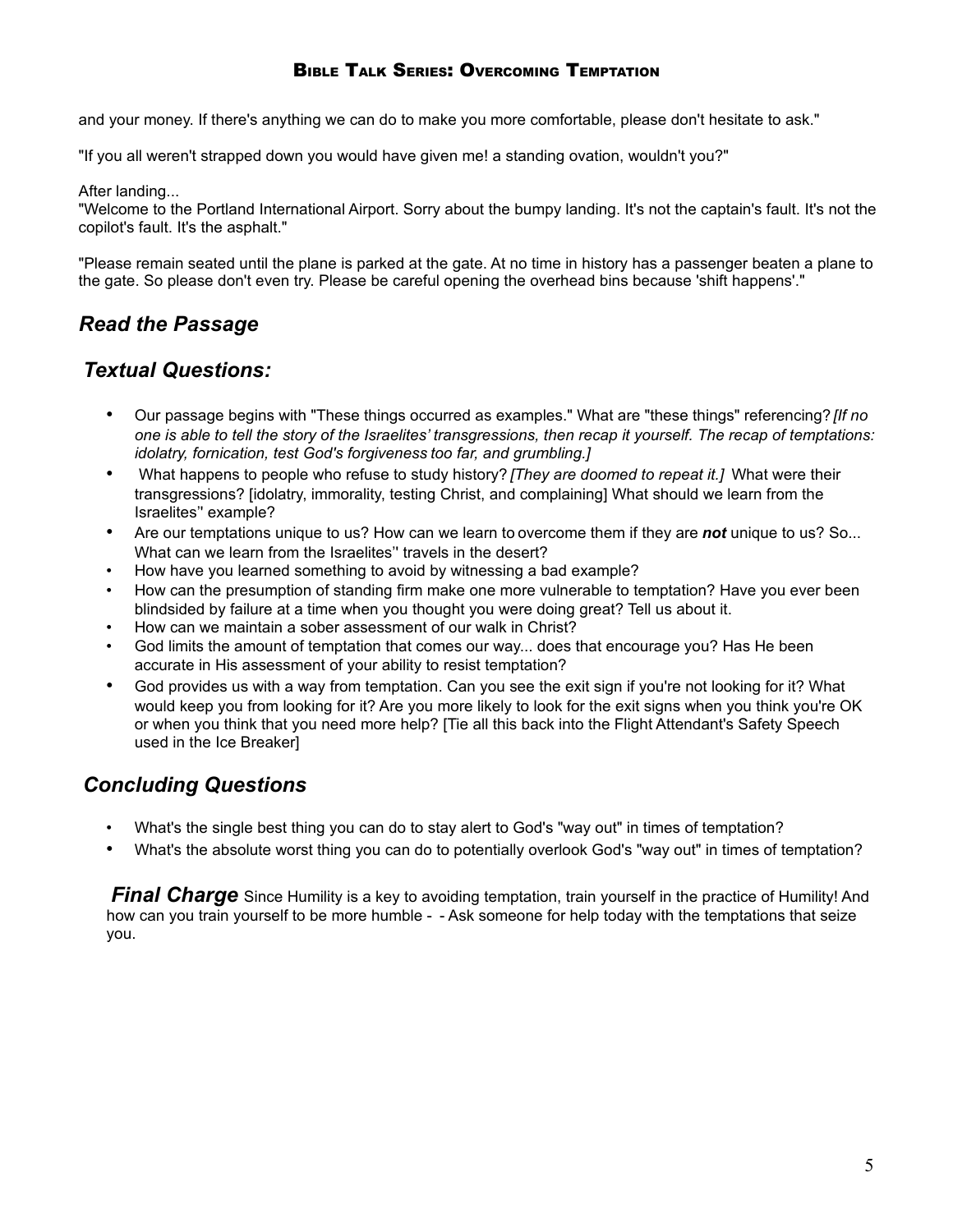and your money. If there's anything we can do to make you more comfortable, please don't hesitate to ask."

"If you all weren't strapped down you would have given me! a standing ovation, wouldn't you?"

After landing...
"Welcome to the Portland International Airport. Sorry about the bumpy landing. It's not the captain's fault. It's not the copilot's fault. It's the asphalt."

"Please remain seated until the plane is parked at the gate. At no time in history has a passenger beaten a plane to the gate. So please don't even try. Please be careful opening the overhead bins because 'shift happens'."

## *Read the Passage*

## *Textual Questions:*

- Our passage begins with "These things occurred as examples." What are "these things" referencing? *[If no one is able to tell the story of the Israelites' transgressions, then recap it yourself. The recap of temptations: idolatry, fornication, test God's forgiveness too far, and grumbling.]*
- What happens to people who refuse to study history? *[They are doomed to repeat it.]* What were their transgressions? [idolatry, immorality, testing Christ, and complaining] What should we learn from the Israelites'' example?
- Are our temptations unique to us? How can we learn to overcome them if they are ***not*** unique to us? So... What can we learn from the Israelites'' travels in the desert?
- How have you learned something to avoid by witnessing a bad example?
- How can the presumption of standing firm make one more vulnerable to temptation? Have you ever been blindsided by failure at a time when you thought you were doing great? Tell us about it.
- How can we maintain a sober assessment of our walk in Christ?
- God limits the amount of temptation that comes our way... does that encourage you? Has He been accurate in His assessment of your ability to resist temptation?
- God provides us with a way from temptation. Can you see the exit sign if you're not looking for it? What would keep you from looking for it? Are you more likely to look for the exit signs when you think you're OK or when you think that you need more help? [Tie all this back into the Flight Attendant's Safety Speech used in the Ice Breaker]

## *Concluding Questions*

- What's the single best thing you can do to stay alert to God's "way out" in times of temptation?
- What's the absolute worst thing you can do to potentially overlook God's "way out" in times of temptation?

***Final Charge*** Since Humility is a key to avoiding temptation, train yourself in the practice of Humility! And how can you train yourself to be more humble - - Ask someone for help today with the temptations that seize you.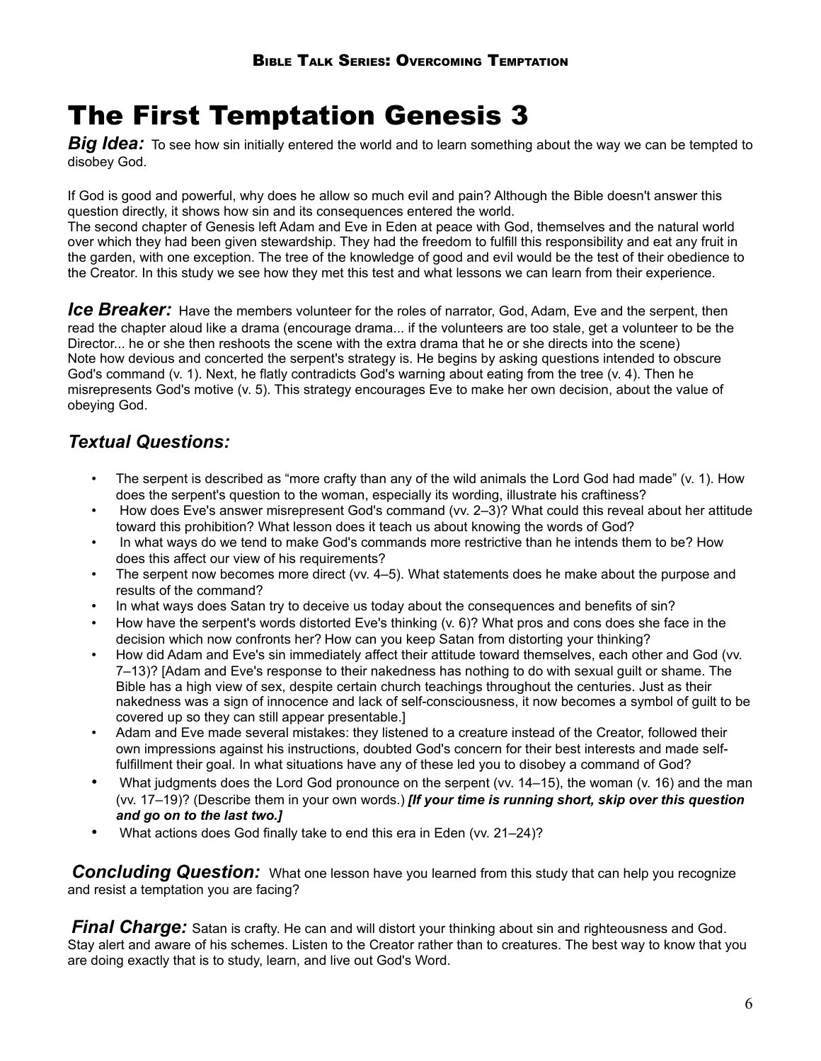# The First Temptation Genesis 3

***Big Idea:*** To see how sin initially entered the world and to learn something about the way we can be tempted to disobey God.

If God is good and powerful, why does he allow so much evil and pain? Although the Bible doesn't answer this question directly, it shows how sin and its consequences entered the world.
The second chapter of Genesis left Adam and Eve in Eden at peace with God, themselves and the natural world over which they had been given stewardship. They had the freedom to fulfill this responsibility and eat any fruit in the garden, with one exception. The tree of the knowledge of good and evil would be the test of their obedience to the Creator. In this study we see how they met this test and what lessons we can learn from their experience.

***Ice Breaker:*** Have the members volunteer for the roles of narrator, God, Adam, Eve and the serpent, then read the chapter aloud like a drama (encourage drama... if the volunteers are too stale, get a volunteer to be the Director... he or she then reshoots the scene with the extra drama that he or she directs into the scene)
Note how devious and concerted the serpent's strategy is. He begins by asking questions intended to obscure God's command (v. 1). Next, he flatly contradicts God's warning about eating from the tree (v. 4). Then he misrepresents God's motive (v. 5). This strategy encourages Eve to make her own decision, about the value of obeying God.

## *Textual Questions:*

- The serpent is described as "more crafty than any of the wild animals the Lord God had made" (v. 1). How does the serpent's question to the woman, especially its wording, illustrate his craftiness?
- How does Eve's answer misrepresent God's command (vv. 2–3)? What could this reveal about her attitude toward this prohibition? What lesson does it teach us about knowing the words of God?
- In what ways do we tend to make God's commands more restrictive than he intends them to be? How does this affect our view of his requirements?
- The serpent now becomes more direct (vv. 4–5). What statements does he make about the purpose and results of the command?
- In what ways does Satan try to deceive us today about the consequences and benefits of sin?
- How have the serpent's words distorted Eve's thinking (v. 6)? What pros and cons does she face in the decision which now confronts her? How can you keep Satan from distorting your thinking?
- How did Adam and Eve's sin immediately affect their attitude toward themselves, each other and God (vv. 7–13)? [Adam and Eve's response to their nakedness has nothing to do with sexual guilt or shame. The Bible has a high view of sex, despite certain church teachings throughout the centuries. Just as their nakedness was a sign of innocence and lack of self-consciousness, it now becomes a symbol of guilt to be covered up so they can still appear presentable.]
- Adam and Eve made several mistakes: they listened to a creature instead of the Creator, followed their own impressions against his instructions, doubted God's concern for their best interests and made self-fulfillment their goal. In what situations have any of these led you to disobey a command of God?
- What judgments does the Lord God pronounce on the serpent (vv. 14–15), the woman (v. 16) and the man (vv. 17–19)? (Describe them in your own words.) ***[If your time is running short, skip over this question and go on to the last two.]***
- What actions does God finally take to end this era in Eden (vv. 21–24)?

***Concluding Question:*** What one lesson have you learned from this study that can help you recognize and resist a temptation you are facing?

***Final Charge:*** Satan is crafty. He can and will distort your thinking about sin and righteousness and God. Stay alert and aware of his schemes. Listen to the Creator rather than to creatures. The best way to know that you are doing exactly that is to study, learn, and live out God's Word.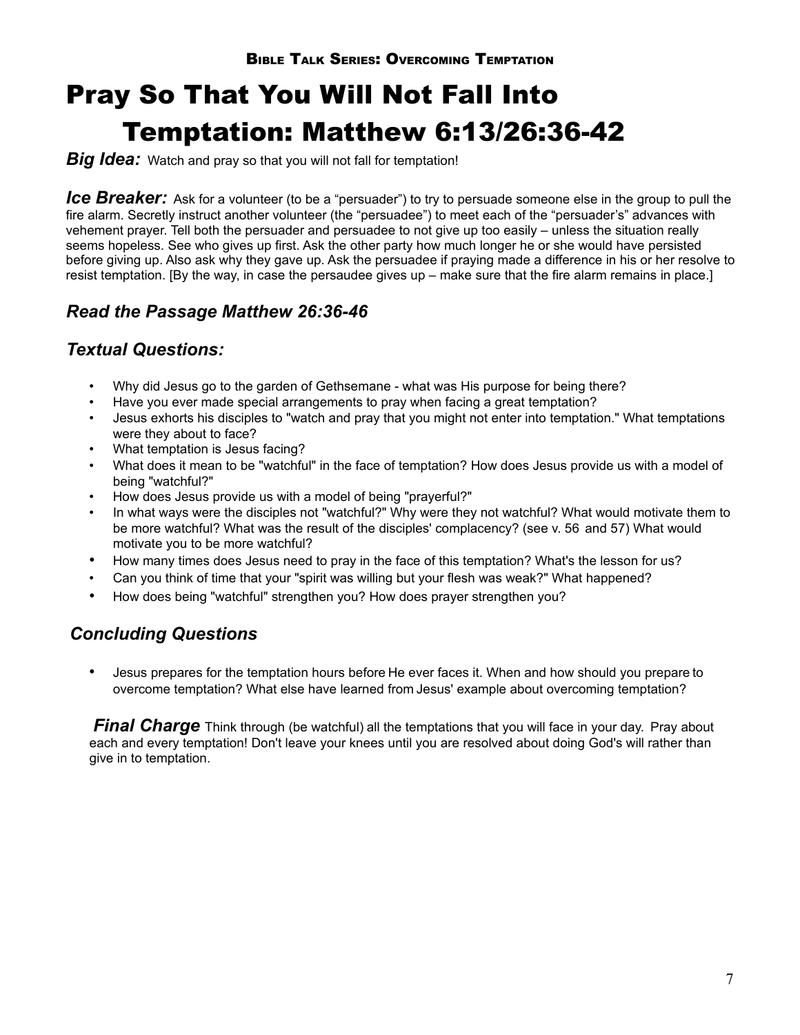# Pray So That You Will Not Fall Into Temptation: Matthew 6:13/26:36-42

***Big Idea:*** Watch and pray so that you will not fall for temptation!

***Ice Breaker:*** Ask for a volunteer (to be a "persuader") to try to persuade someone else in the group to pull the fire alarm. Secretly instruct another volunteer (the "persuadee") to meet each of the "persuader's" advances with vehement prayer. Tell both the persuader and persuadee to not give up too easily – unless the situation really seems hopeless. See who gives up first. Ask the other party how much longer he or she would have persisted before giving up. Also ask why they gave up. Ask the persuadee if praying made a difference in his or her resolve to resist temptation. [By the way, in case the persaudee gives up – make sure that the fire alarm remains in place.]

## *Read the Passage Matthew 26:36-46*

## *Textual Questions:*

- Why did Jesus go to the garden of Gethsemane - what was His purpose for being there?
- Have you ever made special arrangements to pray when facing a great temptation?
- Jesus exhorts his disciples to "watch and pray that you might not enter into temptation." What temptations were they about to face?
- What temptation is Jesus facing?
- What does it mean to be "watchful" in the face of temptation? How does Jesus provide us with a model of being "watchful?"
- How does Jesus provide us with a model of being "prayerful?"
- In what ways were the disciples not "watchful?" Why were they not watchful? What would motivate them to be more watchful? What was the result of the disciples' complacency? (see v. 56 and 57) What would motivate you to be more watchful?
- How many times does Jesus need to pray in the face of this temptation? What's the lesson for us?
- Can you think of time that your "spirit was willing but your flesh was weak?" What happened?
- How does being "watchful" strengthen you? How does prayer strengthen you?

## *Concluding Questions*

- Jesus prepares for the temptation hours before He ever faces it. When and how should you prepare to overcome temptation? What else have learned from Jesus' example about overcoming temptation?

***Final Charge*** Think through (be watchful) all the temptations that you will face in your day. Pray about each and every temptation! Don't leave your knees until you are resolved about doing God's will rather than give in to temptation.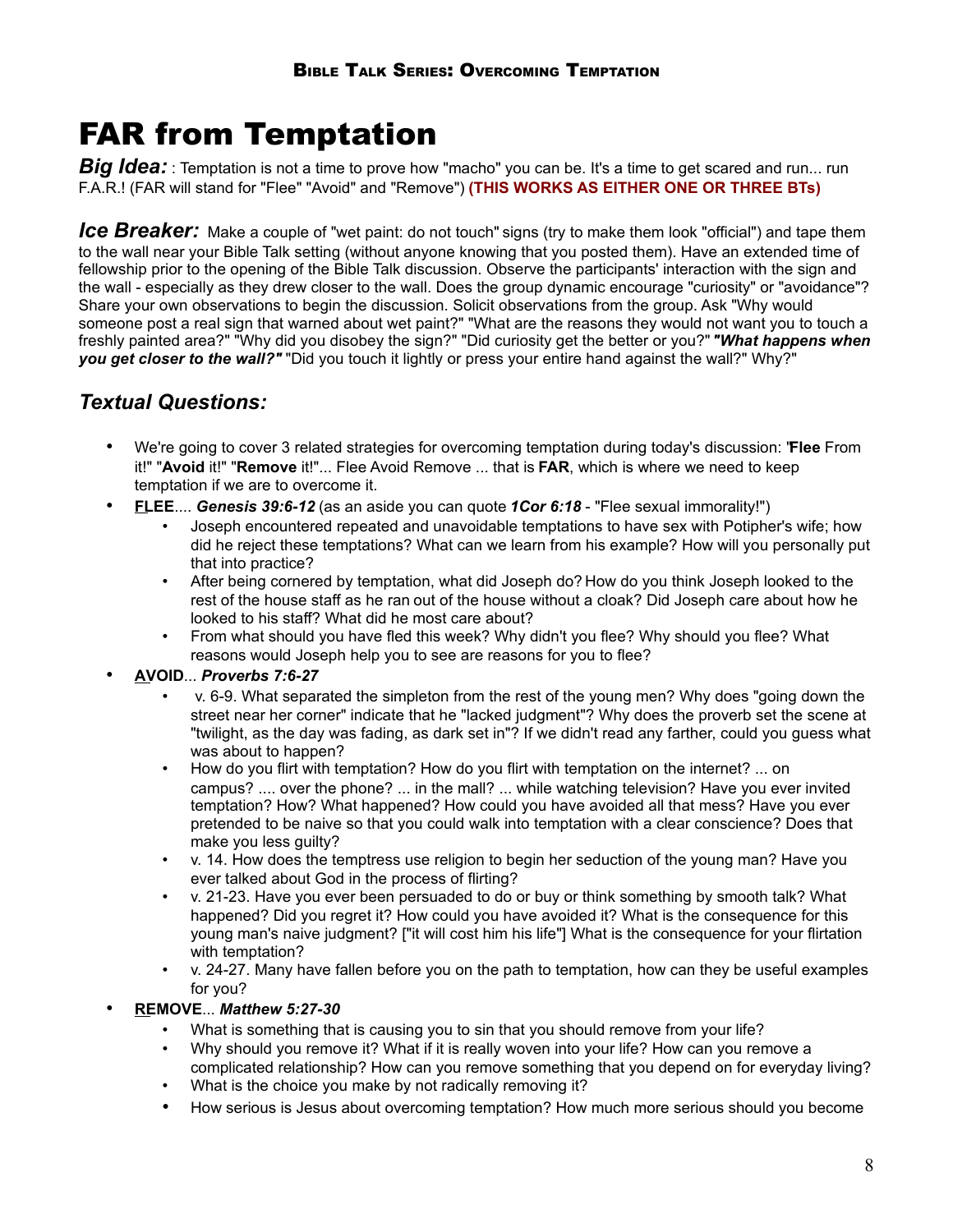# FAR from Temptation

***Big Idea:*** : Temptation is not a time to prove how "macho" you can be. It's a time to get scared and run... run F.A.R.! (FAR will stand for "Flee" "Avoid" and "Remove") **(THIS WORKS AS EITHER ONE OR THREE BTs)**

***Ice Breaker:*** Make a couple of "wet paint: do not touch" signs (try to make them look "official") and tape them to the wall near your Bible Talk setting (without anyone knowing that you posted them). Have an extended time of fellowship prior to the opening of the Bible Talk discussion. Observe the participants' interaction with the sign and the wall - especially as they drew closer to the wall. Does the group dynamic encourage "curiosity" or "avoidance"? Share your own observations to begin the discussion. Solicit observations from the group. Ask "Why would someone post a real sign that warned about wet paint?" "What are the reasons they would not want you to touch a freshly painted area?" "Why did you disobey the sign?" "Did curiosity get the better or you?" ***"What happens when you get closer to the wall?"*** "Did you touch it lightly or press your entire hand against the wall?" Why?"

## *Textual Questions:*

- We're going to cover 3 related strategies for overcoming temptation during today's discussion: "**Flee** From it!" "**Avoid** it!" "**Remove** it!"... Flee Avoid Remove ... that is **FAR**, which is where we need to keep temptation if we are to overcome it.
- **FLEE**.... ***Genesis 39:6-12*** (as an aside you can quote ***1Cor 6:18*** - "Flee sexual immorality!")
  - Joseph encountered repeated and unavoidable temptations to have sex with Potipher's wife; how did he reject these temptations? What can we learn from his example? How will you personally put that into practice?
  - After being cornered by temptation, what did Joseph do? How do you think Joseph looked to the rest of the house staff as he ran out of the house without a cloak? Did Joseph care about how he looked to his staff? What did he most care about?
  - From what should you have fled this week? Why didn't you flee? Why should you flee? What reasons would Joseph help you to see are reasons for you to flee?
- **AVOID**... ***Proverbs 7:6-27***
  - v. 6-9. What separated the simpleton from the rest of the young men? Why does "going down the street near her corner" indicate that he "lacked judgment"? Why does the proverb set the scene at "twilight, as the day was fading, as dark set in"? If we didn't read any farther, could you guess what was about to happen?
  - How do you flirt with temptation? How do you flirt with temptation on the internet? ... on campus? .... over the phone? ... in the mall? ... while watching television? Have you ever invited temptation? How? What happened? How could you have avoided all that mess? Have you ever pretended to be naive so that you could walk into temptation with a clear conscience? Does that make you less guilty?
  - v. 14. How does the temptress use religion to begin her seduction of the young man? Have you ever talked about God in the process of flirting?
  - v. 21-23. Have you ever been persuaded to do or buy or think something by smooth talk? What happened? Did you regret it? How could you have avoided it? What is the consequence for this young man's naive judgment? ["it will cost him his life"] What is the consequence for your flirtation with temptation?
  - v. 24-27. Many have fallen before you on the path to temptation, how can they be useful examples for you?
- **REMOVE**... ***Matthew 5:27-30***
  - What is something that is causing you to sin that you should remove from your life?
  - Why should you remove it? What if it is really woven into your life? How can you remove a complicated relationship? How can you remove something that you depend on for everyday living?
  - What is the choice you make by not radically removing it?
  - How serious is Jesus about overcoming temptation? How much more serious should you become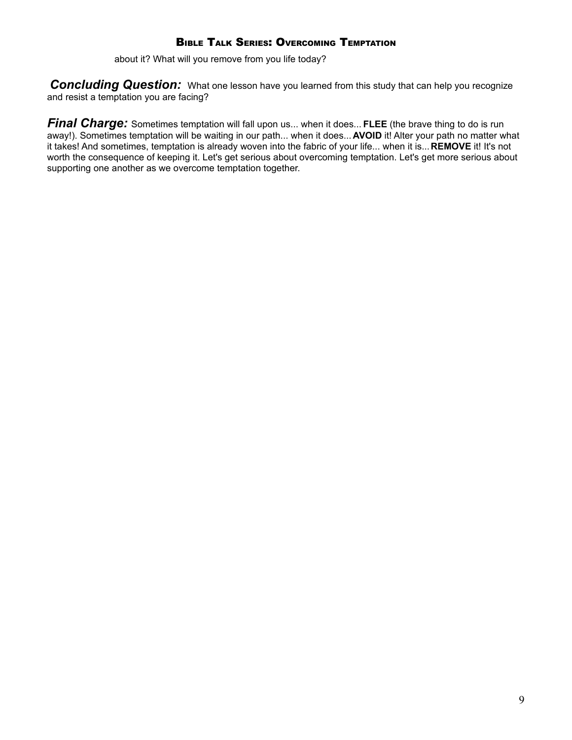about it? What will you remove from you life today?

***Concluding Question:*** What one lesson have you learned from this study that can help you recognize and resist a temptation you are facing?

***Final Charge:*** Sometimes temptation will fall upon us... when it does... **FLEE** (the brave thing to do is run away!). Sometimes temptation will be waiting in our path... when it does... **AVOID** it! Alter your path no matter what it takes! And sometimes, temptation is already woven into the fabric of your life... when it is... **REMOVE** it! It's not worth the consequence of keeping it. Let's get serious about overcoming temptation. Let's get more serious about supporting one another as we overcome temptation together.